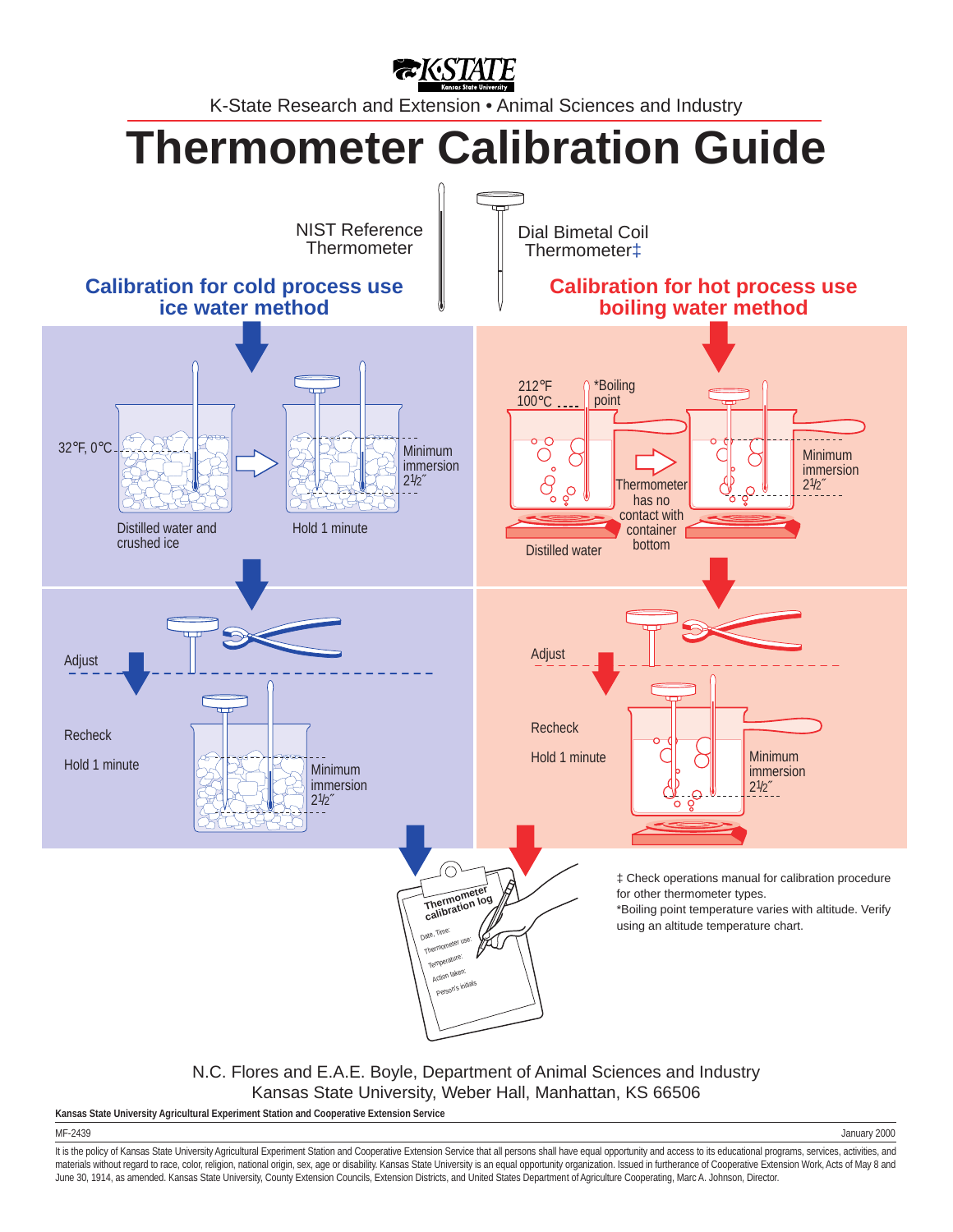K-State Research and Extension • Animal Sciences and Industry

# Thermometer Calibration Guide

NIST Reference Thermometer

Dial Bimetal Coil Thermometer‡

## Calibration for cold process use ice water method

32°F, 0°C

Distilled water and crushed ice

Hold 1 minute

Minimum immersion 2½″

Adjust

Recheck

Hold 1 minute

Minimum immersion 2½″

## Calibration for hot process use boiling water method

212°F 100°C

*Boiling point

Distilled water

Thermometer has no contact with container bottom

Minimum immersion 2½″

Adjust

Recheck

Hold 1 minute

Minimum immersion 2½″

Thermometer calibration log

Date, Time:

Thermometer use:

Temperature:

Action taken:

Person's initials

‡ Check operations manual for calibration procedure for other thermometer types.

*Boiling point temperature varies with altitude. Verify using an altitude temperature chart.

N.C. Flores and E.A.E. Boyle, Department of Animal Sciences and Industry
Kansas State University, Weber Hall, Manhattan, KS 66506

**Kansas State University Agricultural Experiment Station and Cooperative Extension Service**

MF-2439

January 2000

It is the policy of Kansas State University Agricultural Experiment Station and Cooperative Extension Service that all persons shall have equal opportunity and access to its educational programs, services, activities, and materials without regard to race, color, religion, national origin, sex, age or disability. Kansas State University is an equal opportunity organization. Issued in furtherance of Cooperative Extension Work, Acts of May 8 and June 30, 1914, as amended. Kansas State University, County Extension Councils, Extension Districts, and United States Department of Agriculture Cooperating, Marc A. Johnson, Director.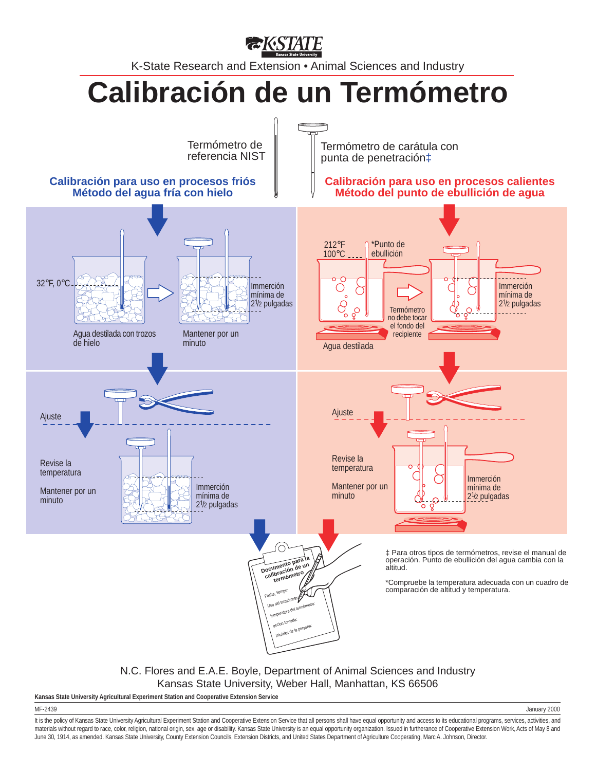K-State Research and Extension • Animal Sciences and Industry

# Calibración de un Termómetro

Termómetro de referencia NIST

Termómetro de carátula con punta de penetración‡

## Calibración para uso en procesos fríos
## Método del agua fría con hielo

32°F, 0°C

Agua destilada con trozos de hielo

Mantener por un minuto

Immerción mínima de 2½ pulgadas

Ajuste

Revise la temperatura

Mantener por un minuto

Immerción mínima de 2½ pulgadas

## Calibración para uso en procesos calientes
## Método del punto de ebullición de agua

212°F 100°C

*Punto de ebullición

Agua destilada

Termómetro no debe tocar el fondo del recipiente

Immerción mínima de 2½ pulgadas

Ajuste

Revise la temperatura

Mantener por un minuto

Immerción mínima de 2½ pulgadas

Documento para la calibración de un termómetro

Fecha, tiempo:

Uso del termómetro:

temperatura del termómetro:

accion tomada:

iniciales de la persona:

‡ Para otros tipos de termómetros, revise el manual de operación. Punto de ebullición del agua cambia con la altitud.

*Compruebe la temperatura adecuada con un cuadro de comparación de altitud y temperatura.

N.C. Flores and E.A.E. Boyle, Department of Animal Sciences and Industry
Kansas State University, Weber Hall, Manhattan, KS 66506

**Kansas State University Agricultural Experiment Station and Cooperative Extension Service**

MF-2439

January 2000

It is the policy of Kansas State University Agricultural Experiment Station and Cooperative Extension Service that all persons shall have equal opportunity and access to its educational programs, services, activities, and materials without regard to race, color, religion, national origin, sex, age or disability. Kansas State University is an equal opportunity organization. Issued in furtherance of Cooperative Extension Work, Acts of May 8 and June 30, 1914, as amended. Kansas State University, County Extension Councils, Extension Districts, and United States Department of Agriculture Cooperating, Marc A. Johnson, Director.